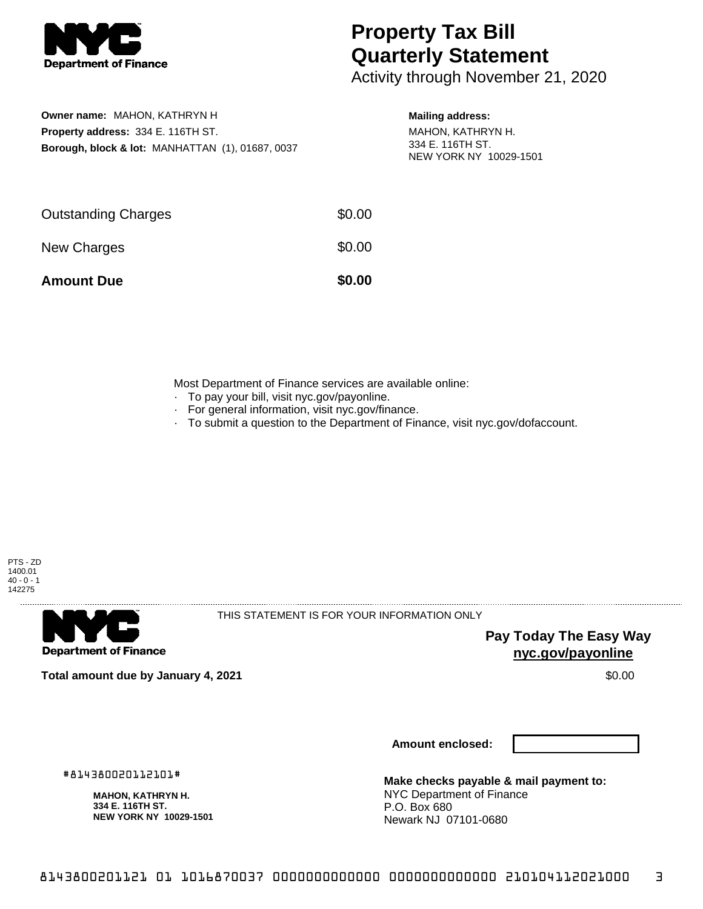# Property Tax Bill Quarterly Statement

Activity through November 21, 2020

**Owner name:** MAHON, KATHRYN H
**Property address:** 334 E. 116TH ST.
**Borough, block & lot:** MANHATTAN (1), 01687, 0037

**Mailing address:**
MAHON, KATHRYN H.
334 E. 116TH ST.
NEW YORK NY 10029-1501

| | |
|---|---|
| Outstanding Charges | $0.00 |
| New Charges | $0.00 |
| **Amount Due** | **$0.00** |

Most Department of Finance services are available online:
- To pay your bill, visit nyc.gov/payonline.
- For general information, visit nyc.gov/finance.
- To submit a question to the Department of Finance, visit nyc.gov/dofaccount.

PTS - ZD
1400.01
40 - 0 - 1
142275

THIS STATEMENT IS FOR YOUR INFORMATION ONLY

**Pay Today The Easy Way**
**nyc.gov/payonline**

**Total amount due by January 4, 2021** $0.00

**Amount enclosed:**

#814380020112101#

**MAHON, KATHRYN H.**
**334 E. 116TH ST.**
**NEW YORK NY 10029-1501**

**Make checks payable & mail payment to:**
NYC Department of Finance
P.O. Box 680
Newark NJ 07101-0680

8143800201121 01 1016870037 0000000000000 0000000000000 210104112021000 3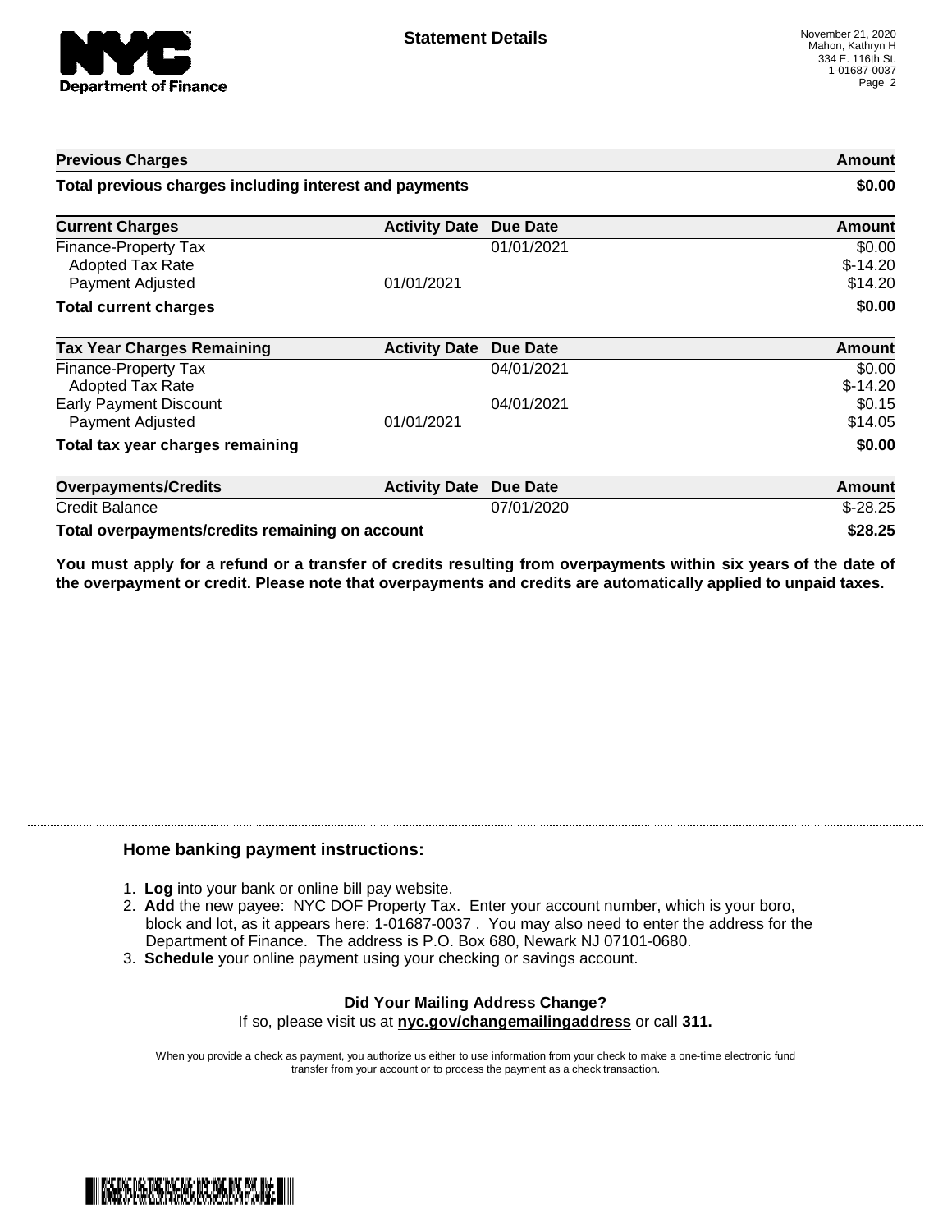# Statement Details

November 21, 2020
Mahon, Kathryn H
334 E. 116th St.
1-01687-0037

| Previous Charges | | | Amount |
|---|---|---|---|
| **Total previous charges including interest and payments** | | | **$0.00** |

| Current Charges | Activity Date | Due Date | Amount |
|---|---|---|---|
| Finance-Property Tax | | 01/01/2021 | $0.00 |
| Adopted Tax Rate | | | $-14.20 |
| Payment Adjusted | 01/01/2021 | | $14.20 |
| **Total current charges** | | | **$0.00** |

| Tax Year Charges Remaining | Activity Date | Due Date | Amount |
|---|---|---|---|
| Finance-Property Tax | | 04/01/2021 | $0.00 |
| Adopted Tax Rate | | | $-14.20 |
| Early Payment Discount | | 04/01/2021 | $0.15 |
| Payment Adjusted | 01/01/2021 | | $14.05 |
| **Total tax year charges remaining** | | | **$0.00** |

| Overpayments/Credits | Activity Date | Due Date | Amount |
|---|---|---|---|
| Credit Balance | | 07/01/2020 | $-28.25 |
| **Total overpayments/credits remaining on account** | | | **$28.25** |

**You must apply for a refund or a transfer of credits resulting from overpayments within six years of the date of the overpayment or credit. Please note that overpayments and credits are automatically applied to unpaid taxes.**

## Home banking payment instructions:

1. **Log** into your bank or online bill pay website.
2. **Add** the new payee: NYC DOF Property Tax. Enter your account number, which is your boro, block and lot, as it appears here: 1-01687-0037 . You may also need to enter the address for the Department of Finance. The address is P.O. Box 680, Newark NJ 07101-0680.
3. **Schedule** your online payment using your checking or savings account.

**Did Your Mailing Address Change?**
If so, please visit us at **nyc.gov/changemailingaddress** or call **311.**

When you provide a check as payment, you authorize us either to use information from your check to make a one-time electronic fund transfer from your account or to process the payment as a check transaction.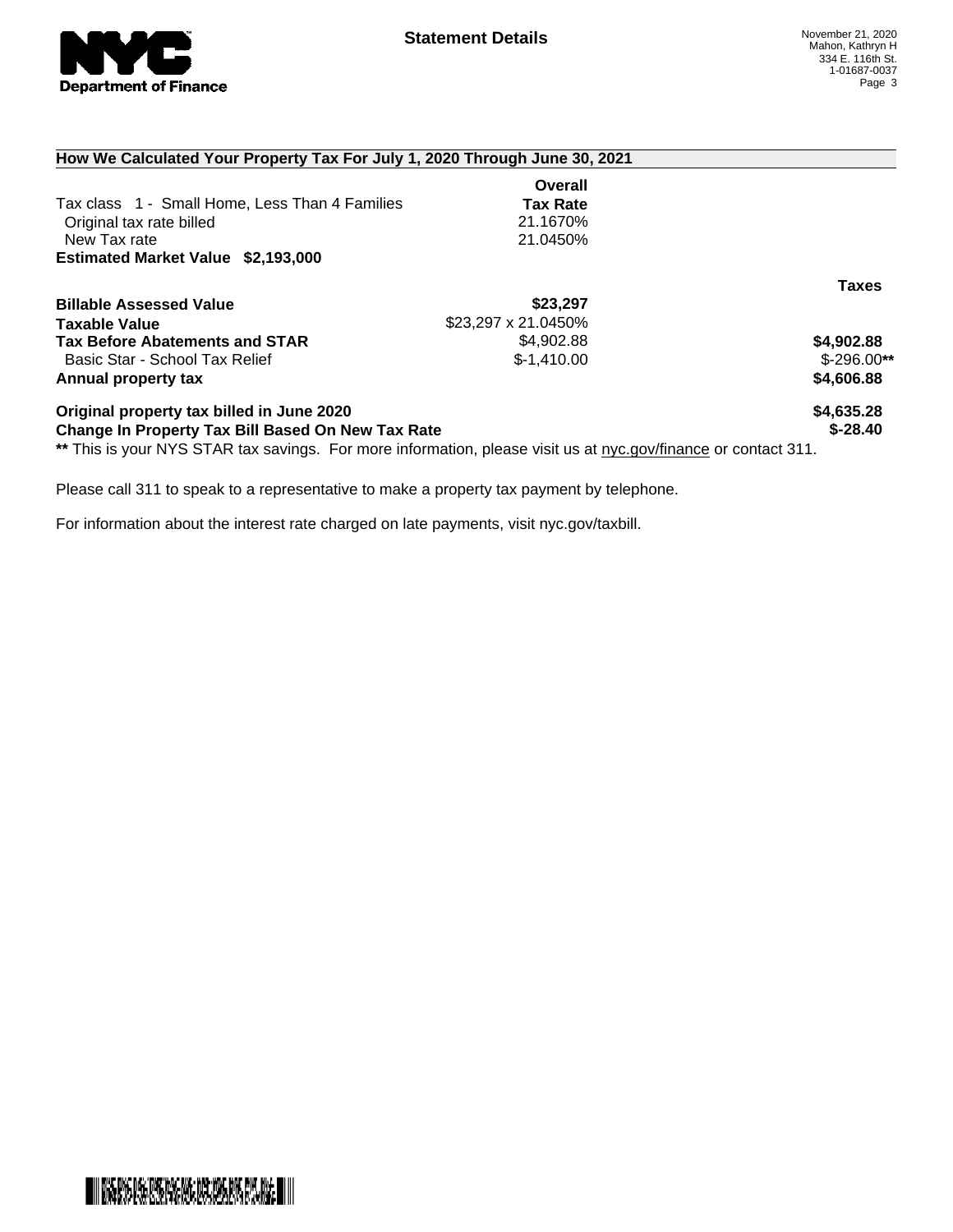**Statement Details**

November 21, 2020
Mahon, Kathryn H
334 E. 116th St.
1-01687-0037

## How We Calculated Your Property Tax For July 1, 2020 Through June 30, 2021

| | Overall Tax Rate | |
|---|---|---|
| Tax class 1 - Small Home, Less Than 4 Families | | |
| Original tax rate billed | 21.1670% | |
| New Tax rate | 21.0450% | |
| **Estimated Market Value $2,193,000** | | |
| | | **Taxes** |
| **Billable Assessed Value** | **$23,297** | |
| **Taxable Value** | $23,297 x 21.0450% | |
| **Tax Before Abatements and STAR** | $4,902.88 | **$4,902.88** |
| Basic Star - School Tax Relief | $-1,410.00 | $-296.00** |
| **Annual property tax** | | **$4,606.88** |
| **Original property tax billed in June 2020** | | **$4,635.28** |
| **Change In Property Tax Bill Based On New Tax Rate** | | **$-28.40** |

** This is your NYS STAR tax savings. For more information, please visit us at nyc.gov/finance or contact 311.

Please call 311 to speak to a representative to make a property tax payment by telephone.

For information about the interest rate charged on late payments, visit nyc.gov/taxbill.